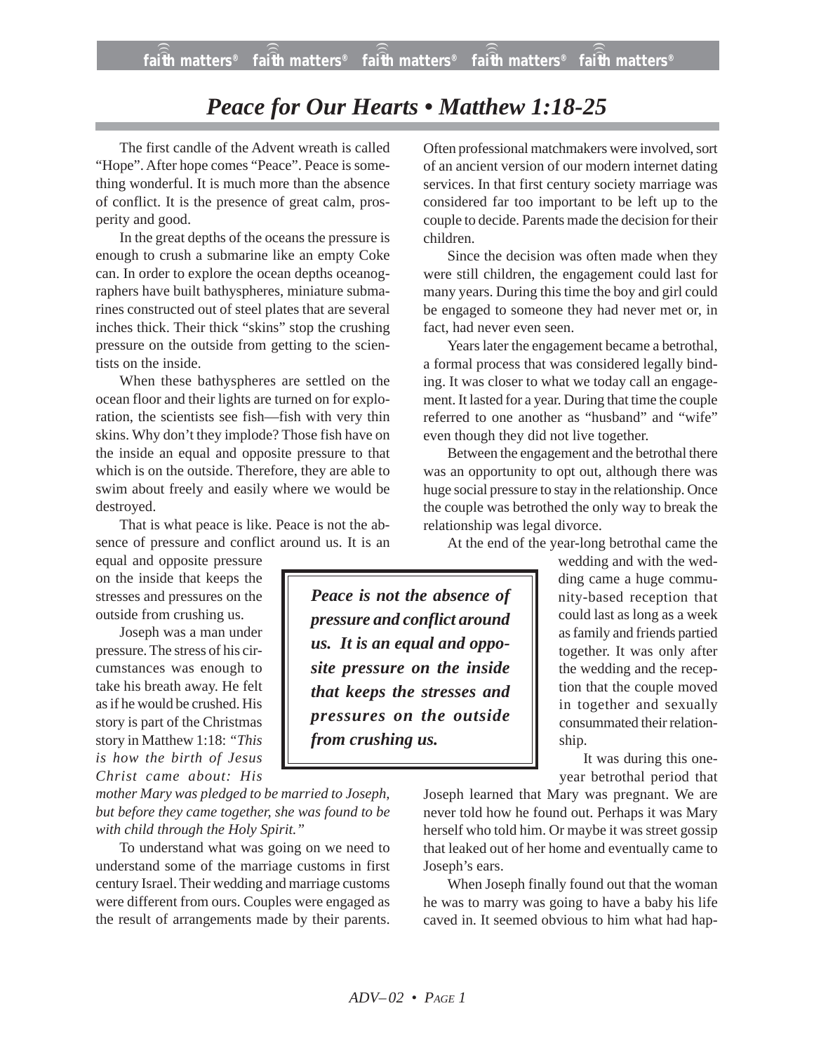# *Peace for Our Hearts • Matthew 1:18-25*

The first candle of the Advent wreath is called “Hope”. After hope comes “Peace”. Peace is something wonderful. It is much more than the absence of conflict. It is the presence of great calm, prosperity and good.

In the great depths of the oceans the pressure is enough to crush a submarine like an empty Coke can. In order to explore the ocean depths oceanographers have built bathyspheres, miniature submarines constructed out of steel plates that are several inches thick. Their thick “skins” stop the crushing pressure on the outside from getting to the scientists on the inside.

When these bathyspheres are settled on the ocean floor and their lights are turned on for exploration, the scientists see fish—fish with very thin skins. Why don’t they implode? Those fish have on the inside an equal and opposite pressure to that which is on the outside. Therefore, they are able to swim about freely and easily where we would be destroyed.

That is what peace is like. Peace is not the absence of pressure and conflict around us. It is an equal and opposite pressure on the inside that keeps the stresses and pressures on the outside from crushing us.

> ***Peace is not the absence of pressure and conflict around us. It is an equal and opposite pressure on the inside that keeps the stresses and pressures on the outside from crushing us.***

Joseph was a man under pressure. The stress of his circumstances was enough to take his breath away. He felt as if he would be crushed. His story is part of the Christmas story in Matthew 1:18: *“This is how the birth of Jesus Christ came about: His mother Mary was pledged to be married to Joseph, but before they came together, she was found to be with child through the Holy Spirit.”*

To understand what was going on we need to understand some of the marriage customs in first century Israel. Their wedding and marriage customs were different from ours. Couples were engaged as the result of arrangements made by their parents. Often professional matchmakers were involved, sort of an ancient version of our modern internet dating services. In that first century society marriage was considered far too important to be left up to the couple to decide. Parents made the decision for their children.

Since the decision was often made when they were still children, the engagement could last for many years. During this time the boy and girl could be engaged to someone they had never met or, in fact, had never even seen.

Years later the engagement became a betrothal, a formal process that was considered legally binding. It was closer to what we today call an engagement. It lasted for a year. During that time the couple referred to one another as “husband” and “wife” even though they did not live together.

Between the engagement and the betrothal there was an opportunity to opt out, although there was huge social pressure to stay in the relationship. Once the couple was betrothed the only way to break the relationship was legal divorce.

At the end of the year-long betrothal came the wedding and with the wedding came a huge community-based reception that could last as long as a week as family and friends partied together. It was only after the wedding and the reception that the couple moved in together and sexually consummated their relationship.

It was during this one-year betrothal period that Joseph learned that Mary was pregnant. We are never told how he found out. Perhaps it was Mary herself who told him. Or maybe it was street gossip that leaked out of her home and eventually came to Joseph’s ears.

When Joseph finally found out that the woman he was to marry was going to have a baby his life caved in. It seemed obvious to him what had hap-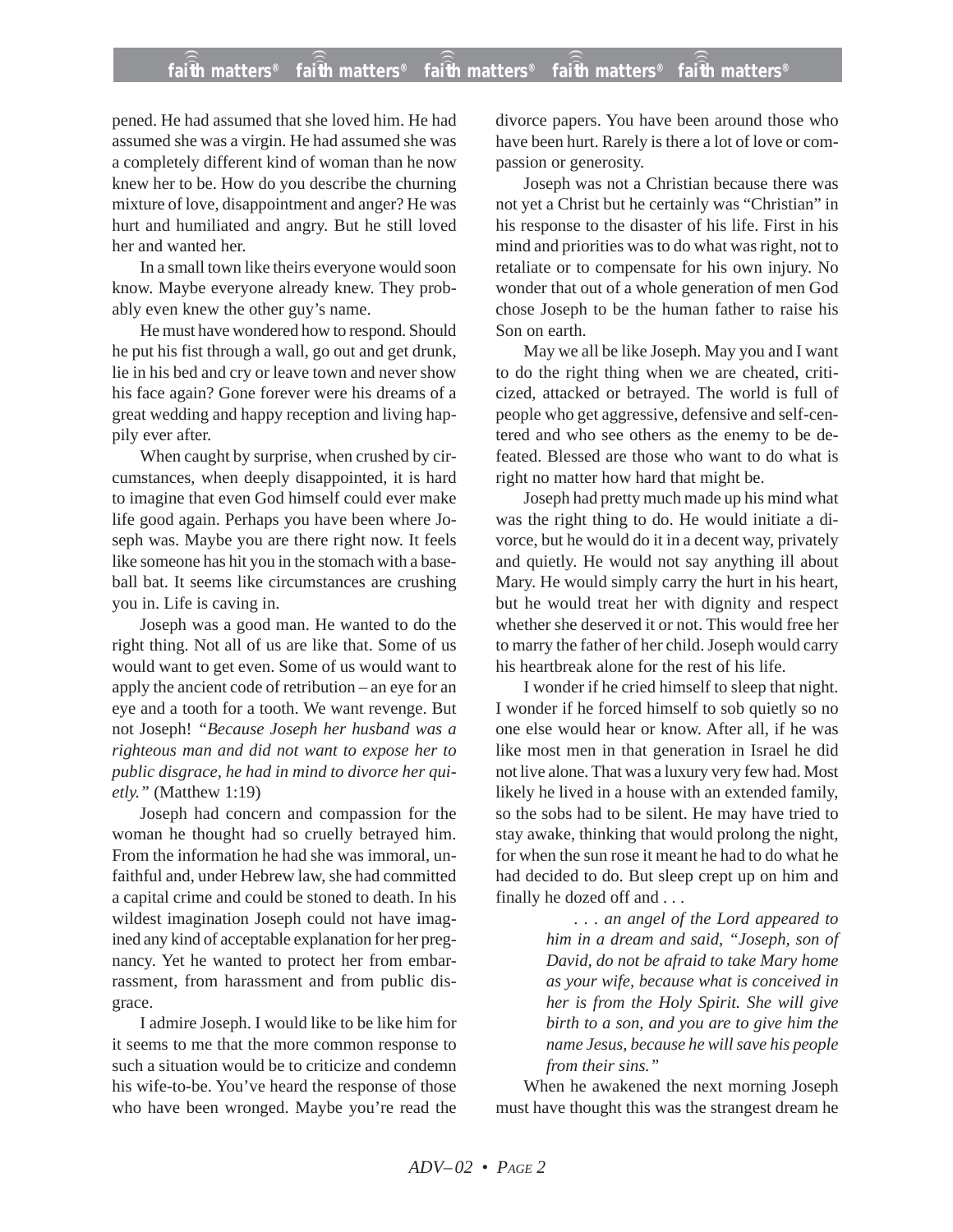pened. He had assumed that she loved him. He had assumed she was a virgin. He had assumed she was a completely different kind of woman than he now knew her to be. How do you describe the churning mixture of love, disappointment and anger? He was hurt and humiliated and angry. But he still loved her and wanted her.

In a small town like theirs everyone would soon know. Maybe everyone already knew. They probably even knew the other guy's name.

He must have wondered how to respond. Should he put his fist through a wall, go out and get drunk, lie in his bed and cry or leave town and never show his face again? Gone forever were his dreams of a great wedding and happy reception and living happily ever after.

When caught by surprise, when crushed by circumstances, when deeply disappointed, it is hard to imagine that even God himself could ever make life good again. Perhaps you have been where Joseph was. Maybe you are there right now. It feels like someone has hit you in the stomach with a baseball bat. It seems like circumstances are crushing you in. Life is caving in.

Joseph was a good man. He wanted to do the right thing. Not all of us are like that. Some of us would want to get even. Some of us would want to apply the ancient code of retribution – an eye for an eye and a tooth for a tooth. We want revenge. But not Joseph! *"Because Joseph her husband was a righteous man and did not want to expose her to public disgrace, he had in mind to divorce her quietly."* (Matthew 1:19)

Joseph had concern and compassion for the woman he thought had so cruelly betrayed him. From the information he had she was immoral, unfaithful and, under Hebrew law, she had committed a capital crime and could be stoned to death. In his wildest imagination Joseph could not have imagined any kind of acceptable explanation for her pregnancy. Yet he wanted to protect her from embarrassment, from harassment and from public disgrace.

I admire Joseph. I would like to be like him for it seems to me that the more common response to such a situation would be to criticize and condemn his wife-to-be. You've heard the response of those who have been wronged. Maybe you're read the divorce papers. You have been around those who have been hurt. Rarely is there a lot of love or compassion or generosity.

Joseph was not a Christian because there was not yet a Christ but he certainly was "Christian" in his response to the disaster of his life. First in his mind and priorities was to do what was right, not to retaliate or to compensate for his own injury. No wonder that out of a whole generation of men God chose Joseph to be the human father to raise his Son on earth.

May we all be like Joseph. May you and I want to do the right thing when we are cheated, criticized, attacked or betrayed. The world is full of people who get aggressive, defensive and self-centered and who see others as the enemy to be defeated. Blessed are those who want to do what is right no matter how hard that might be.

Joseph had pretty much made up his mind what was the right thing to do. He would initiate a divorce, but he would do it in a decent way, privately and quietly. He would not say anything ill about Mary. He would simply carry the hurt in his heart, but he would treat her with dignity and respect whether she deserved it or not. This would free her to marry the father of her child. Joseph would carry his heartbreak alone for the rest of his life.

I wonder if he cried himself to sleep that night. I wonder if he forced himself to sob quietly so no one else would hear or know. After all, if he was like most men in that generation in Israel he did not live alone. That was a luxury very few had. Most likely he lived in a house with an extended family, so the sobs had to be silent. He may have tried to stay awake, thinking that would prolong the night, for when the sun rose it meant he had to do what he had decided to do. But sleep crept up on him and finally he dozed off and . . .

> *. . . an angel of the Lord appeared to him in a dream and said, "Joseph, son of David, do not be afraid to take Mary home as your wife, because what is conceived in her is from the Holy Spirit. She will give birth to a son, and you are to give him the name Jesus, because he will save his people from their sins."*

When he awakened the next morning Joseph must have thought this was the strangest dream he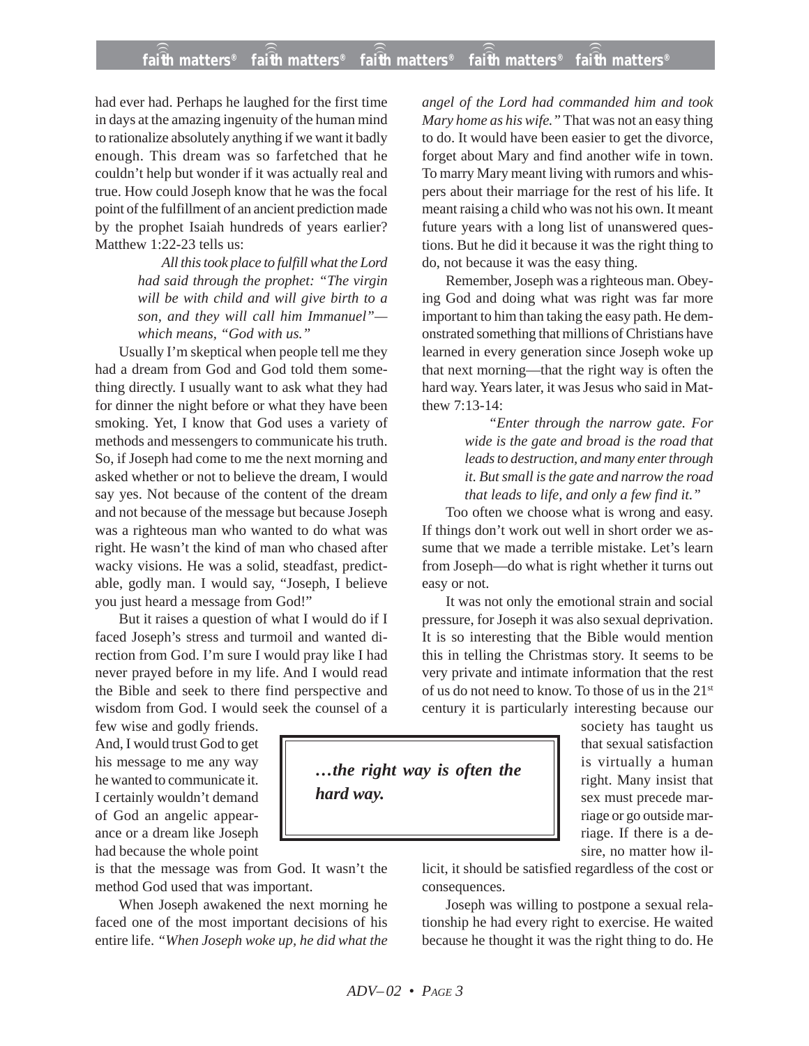had ever had. Perhaps he laughed for the first time in days at the amazing ingenuity of the human mind to rationalize absolutely anything if we want it badly enough. This dream was so farfetched that he couldn't help but wonder if it was actually real and true. How could Joseph know that he was the focal point of the fulfillment of an ancient prediction made by the prophet Isaiah hundreds of years earlier? Matthew 1:22-23 tells us:

> *All this took place to fulfill what the Lord had said through the prophet: "The virgin will be with child and will give birth to a son, and they will call him Immanuel"—which means, "God with us."*

Usually I'm skeptical when people tell me they had a dream from God and God told them something directly. I usually want to ask what they had for dinner the night before or what they have been smoking. Yet, I know that God uses a variety of methods and messengers to communicate his truth. So, if Joseph had come to me the next morning and asked whether or not to believe the dream, I would say yes. Not because of the content of the dream and not because of the message but because Joseph was a righteous man who wanted to do what was right. He wasn't the kind of man who chased after wacky visions. He was a solid, steadfast, predictable, godly man. I would say, "Joseph, I believe you just heard a message from God!"

But it raises a question of what I would do if I faced Joseph's stress and turmoil and wanted direction from God. I'm sure I would pray like I had never prayed before in my life. And I would read the Bible and seek to there find perspective and wisdom from God. I would seek the counsel of a few wise and godly friends. And, I would trust God to get his message to me any way he wanted to communicate it. I certainly wouldn't demand of God an angelic appearance or a dream like Joseph had because the whole point is that the message was from God. It wasn't the method God used that was important.

When Joseph awakened the next morning he faced one of the most important decisions of his entire life. *"When Joseph woke up, he did what the angel of the Lord had commanded him and took Mary home as his wife."* That was not an easy thing to do. It would have been easier to get the divorce, forget about Mary and find another wife in town. To marry Mary meant living with rumors and whispers about their marriage for the rest of his life. It meant raising a child who was not his own. It meant future years with a long list of unanswered questions. But he did it because it was the right thing to do, not because it was the easy thing.

Remember, Joseph was a righteous man. Obeying God and doing what was right was far more important to him than taking the easy path. He demonstrated something that millions of Christians have learned in every generation since Joseph woke up that next morning—that the right way is often the hard way. Years later, it was Jesus who said in Matthew 7:13-14:

> *"Enter through the narrow gate. For wide is the gate and broad is the road that leads to destruction, and many enter through it. But small is the gate and narrow the road that leads to life, and only a few find it."*

Too often we choose what is wrong and easy. If things don't work out well in short order we assume that we made a terrible mistake. Let's learn from Joseph—do what is right whether it turns out easy or not.

> ***…the right way is often the hard way.***

It was not only the emotional strain and social pressure, for Joseph it was also sexual deprivation. It is so interesting that the Bible would mention this in telling the Christmas story. It seems to be very private and intimate information that the rest of us do not need to know. To those of us in the 21st century it is particularly interesting because our society has taught us that sexual satisfaction is virtually a human right. Many insist that sex must precede marriage or go outside marriage. If there is a desire, no matter how illicit, it should be satisfied regardless of the cost or consequences.

Joseph was willing to postpone a sexual relationship he had every right to exercise. He waited because he thought it was the right thing to do. He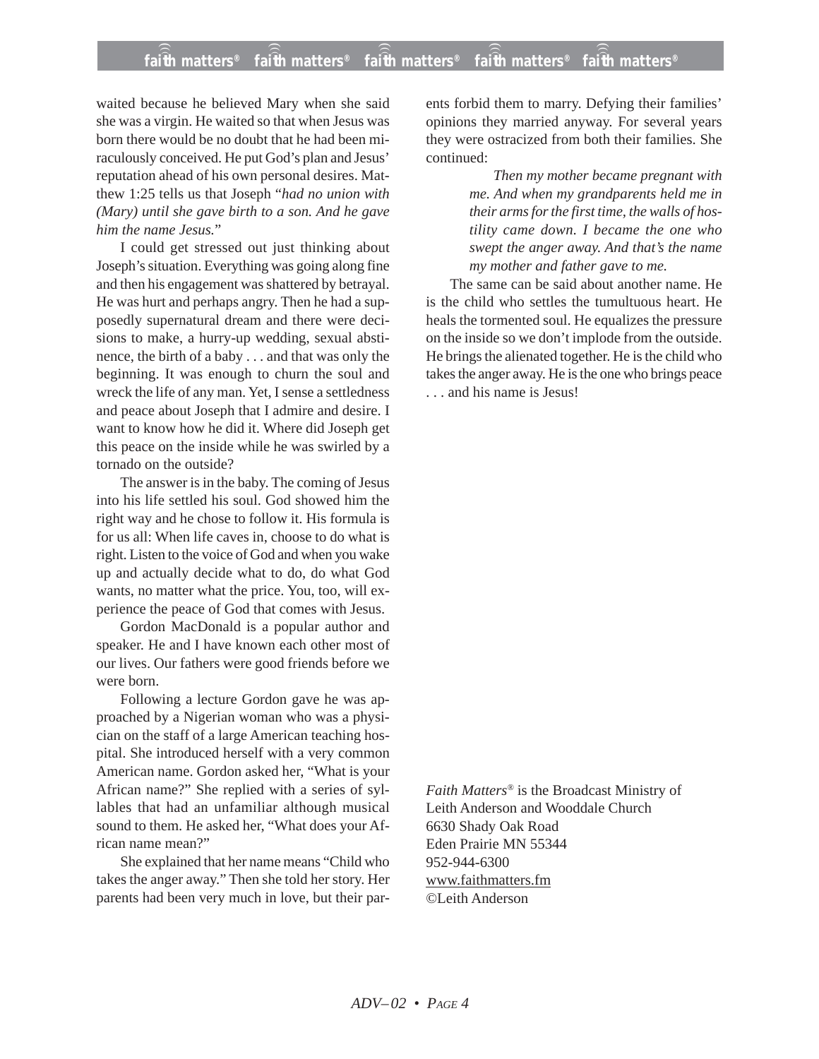waited because he believed Mary when she said she was a virgin. He waited so that when Jesus was born there would be no doubt that he had been miraculously conceived. He put God's plan and Jesus' reputation ahead of his own personal desires. Matthew 1:25 tells us that Joseph "*had no union with (Mary) until she gave birth to a son. And he gave him the name Jesus.*"

I could get stressed out just thinking about Joseph's situation. Everything was going along fine and then his engagement was shattered by betrayal. He was hurt and perhaps angry. Then he had a supposedly supernatural dream and there were decisions to make, a hurry-up wedding, sexual abstinence, the birth of a baby . . . and that was only the beginning. It was enough to churn the soul and wreck the life of any man. Yet, I sense a settledness and peace about Joseph that I admire and desire. I want to know how he did it. Where did Joseph get this peace on the inside while he was swirled by a tornado on the outside?

The answer is in the baby. The coming of Jesus into his life settled his soul. God showed him the right way and he chose to follow it. His formula is for us all: When life caves in, choose to do what is right. Listen to the voice of God and when you wake up and actually decide what to do, do what God wants, no matter what the price. You, too, will experience the peace of God that comes with Jesus.

Gordon MacDonald is a popular author and speaker. He and I have known each other most of our lives. Our fathers were good friends before we were born.

Following a lecture Gordon gave he was approached by a Nigerian woman who was a physician on the staff of a large American teaching hospital. She introduced herself with a very common American name. Gordon asked her, "What is your African name?" She replied with a series of syllables that had an unfamiliar although musical sound to them. He asked her, "What does your African name mean?"

She explained that her name means "Child who takes the anger away." Then she told her story. Her parents had been very much in love, but their parents forbid them to marry. Defying their families' opinions they married anyway. For several years they were ostracized from both their families. She continued:

> *Then my mother became pregnant with me. And when my grandparents held me in their arms for the first time, the walls of hostility came down. I became the one who swept the anger away. And that's the name my mother and father gave to me.*

The same can be said about another name. He is the child who settles the tumultuous heart. He heals the tormented soul. He equalizes the pressure on the inside so we don't implode from the outside. He brings the alienated together. He is the child who takes the anger away. He is the one who brings peace . . . and his name is Jesus!

*Faith Matters®* is the Broadcast Ministry of
Leith Anderson and Wooddale Church
6630 Shady Oak Road
Eden Prairie MN 55344
952-944-6300
www.faithmatters.fm
©Leith Anderson